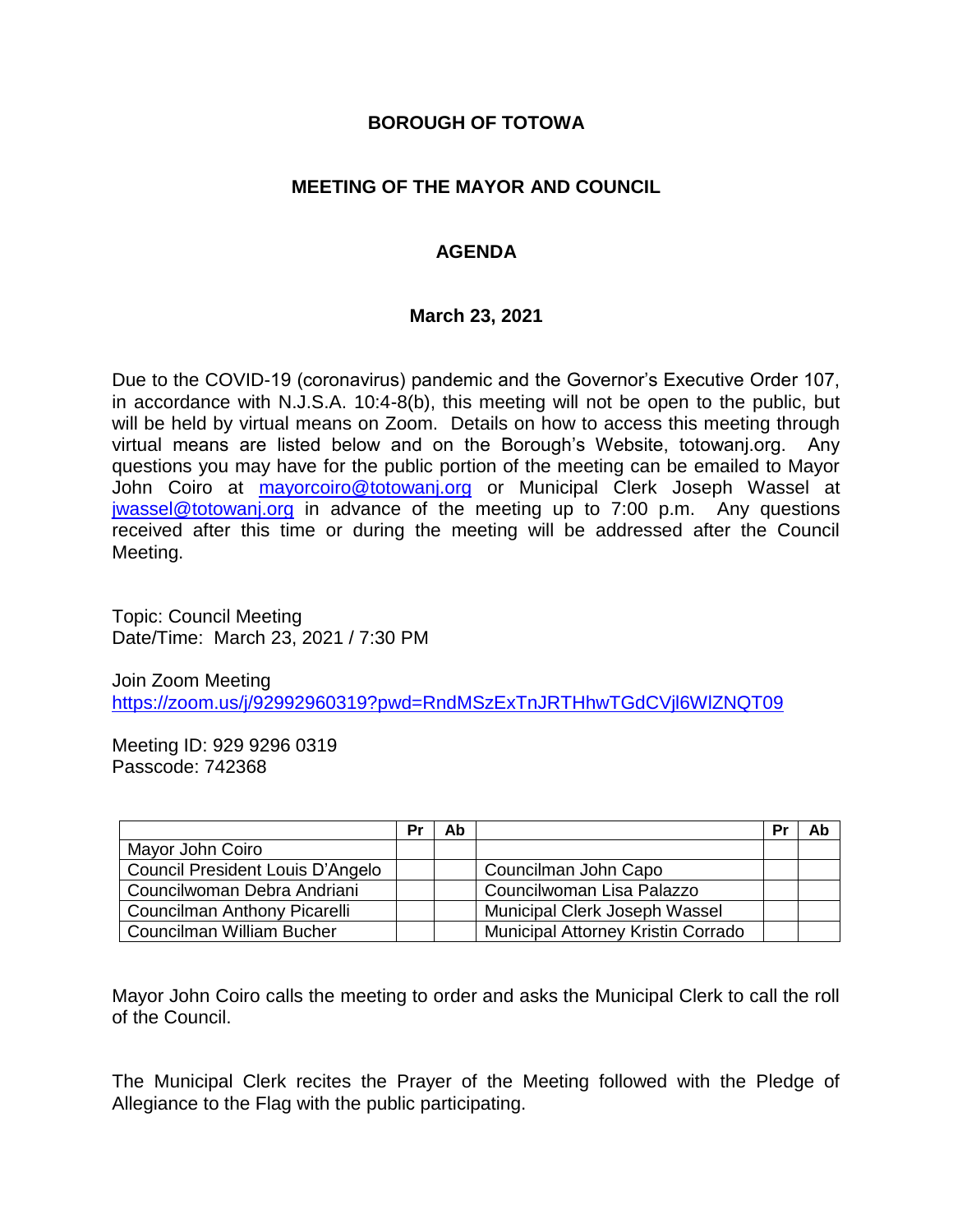# BOROUGH OF TOTOWA

## MEETING OF THE MAYOR AND COUNCIL

## AGENDA

### March 23, 2021

Due to the COVID-19 (coronavirus) pandemic and the Governor's Executive Order 107, in accordance with N.J.S.A. 10:4-8(b), this meeting will not be open to the public, but will be held by virtual means on Zoom. Details on how to access this meeting through virtual means are listed below and on the Borough's Website, totowanj.org. Any questions you may have for the public portion of the meeting can be emailed to Mayor John Coiro at mayorcoiro@totowanj.org or Municipal Clerk Joseph Wassel at jwassel@totowanj.org in advance of the meeting up to 7:00 p.m. Any questions received after this time or during the meeting will be addressed after the Council Meeting.

Topic: Council Meeting
Date/Time: March 23, 2021 / 7:30 PM

Join Zoom Meeting
https://zoom.us/j/92992960319?pwd=RndMSzExTnJRTHhwTGdCVjl6WlZNQT09

Meeting ID: 929 9296 0319
Passcode: 742368

| | Pr | Ab | | Pr | Ab |
|---|---|---|---|---|---|
| Mayor John Coiro | | | | | |
| Council President Louis D'Angelo | | | Councilman John Capo | | |
| Councilwoman Debra Andriani | | | Councilwoman Lisa Palazzo | | |
| Councilman Anthony Picarelli | | | Municipal Clerk Joseph Wassel | | |
| Councilman William Bucher | | | Municipal Attorney Kristin Corrado | | |

Mayor John Coiro calls the meeting to order and asks the Municipal Clerk to call the roll of the Council.

The Municipal Clerk recites the Prayer of the Meeting followed with the Pledge of Allegiance to the Flag with the public participating.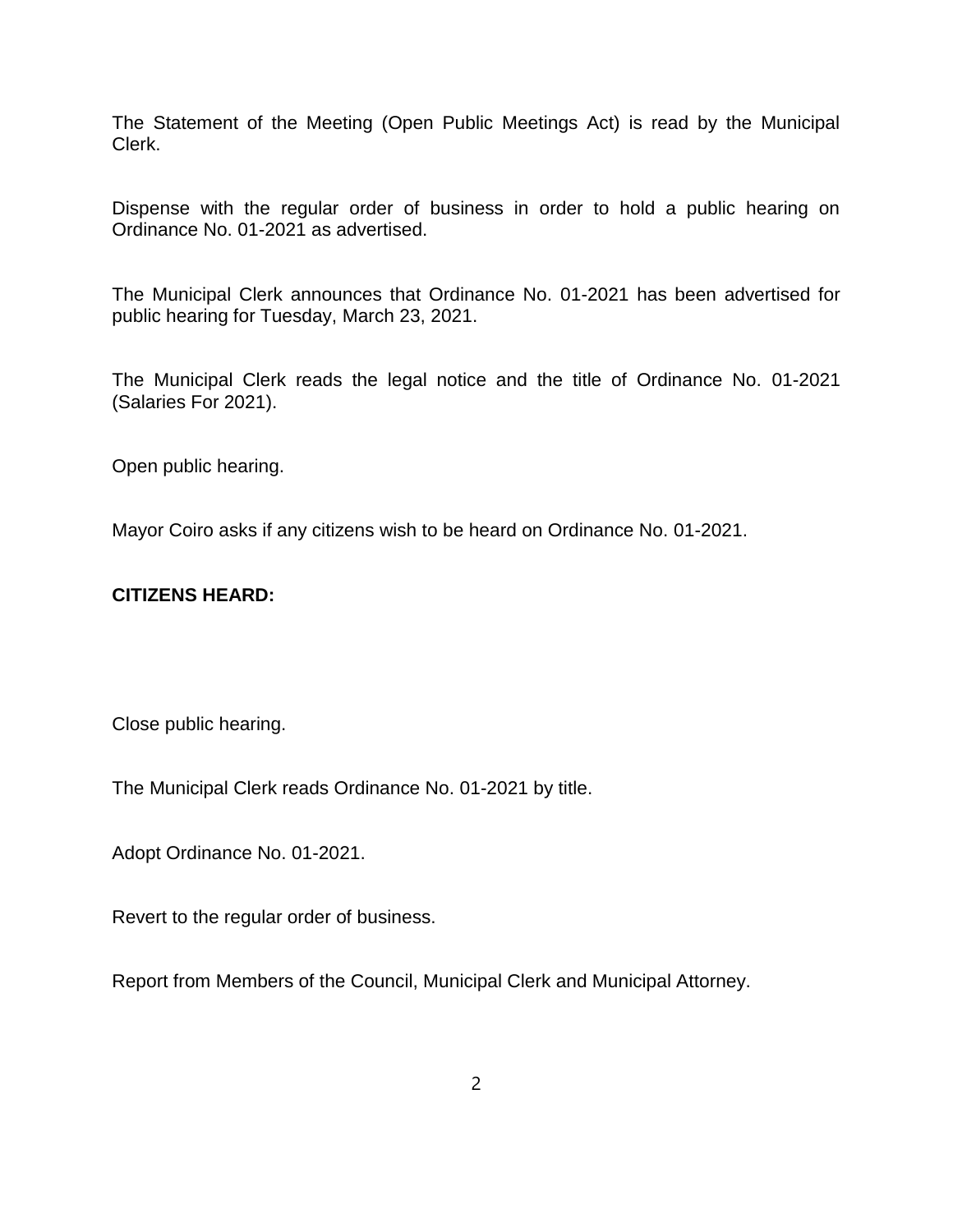The Statement of the Meeting (Open Public Meetings Act) is read by the Municipal Clerk.

Dispense with the regular order of business in order to hold a public hearing on Ordinance No. 01-2021 as advertised.

The Municipal Clerk announces that Ordinance No. 01-2021 has been advertised for public hearing for Tuesday, March 23, 2021.

The Municipal Clerk reads the legal notice and the title of Ordinance No. 01-2021 (Salaries For 2021).

Open public hearing.

Mayor Coiro asks if any citizens wish to be heard on Ordinance No. 01-2021.

**CITIZENS HEARD:**

Close public hearing.

The Municipal Clerk reads Ordinance No. 01-2021 by title.

Adopt Ordinance No. 01-2021.

Revert to the regular order of business.

Report from Members of the Council, Municipal Clerk and Municipal Attorney.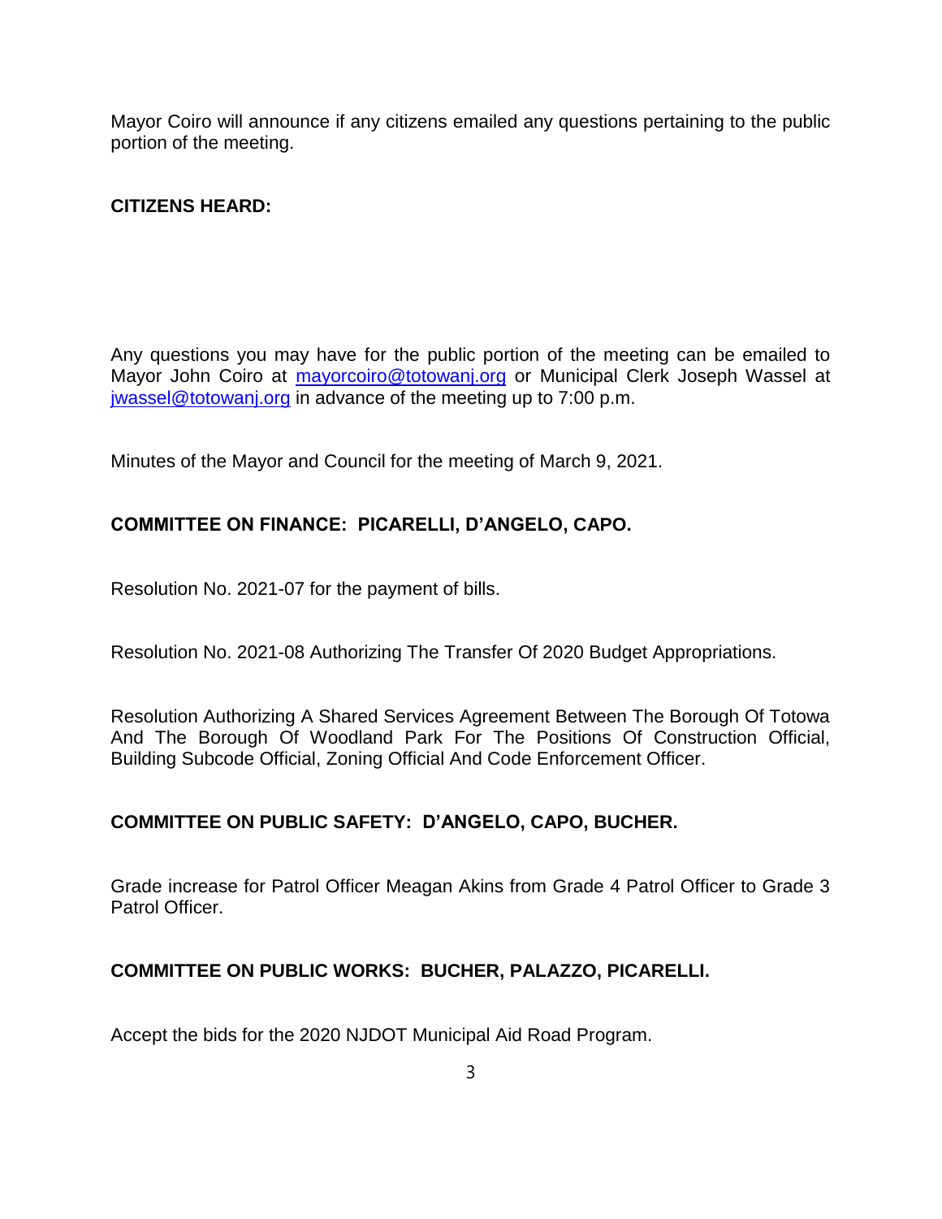Mayor Coiro will announce if any citizens emailed any questions pertaining to the public portion of the meeting.

**CITIZENS HEARD:**

Any questions you may have for the public portion of the meeting can be emailed to Mayor John Coiro at [mayorcoiro@totowanj.org](mailto:mayorcoiro@totowanj.org) or Municipal Clerk Joseph Wassel at [jwassel@totowanj.org](mailto:jwassel@totowanj.org) in advance of the meeting up to 7:00 p.m.

Minutes of the Mayor and Council for the meeting of March 9, 2021.

**COMMITTEE ON FINANCE: PICARELLI, D'ANGELO, CAPO.**

Resolution No. 2021-07 for the payment of bills.

Resolution No. 2021-08 Authorizing The Transfer Of 2020 Budget Appropriations.

Resolution Authorizing A Shared Services Agreement Between The Borough Of Totowa And The Borough Of Woodland Park For The Positions Of Construction Official, Building Subcode Official, Zoning Official And Code Enforcement Officer.

**COMMITTEE ON PUBLIC SAFETY: D'ANGELO, CAPO, BUCHER.**

Grade increase for Patrol Officer Meagan Akins from Grade 4 Patrol Officer to Grade 3 Patrol Officer.

**COMMITTEE ON PUBLIC WORKS: BUCHER, PALAZZO, PICARELLI.**

Accept the bids for the 2020 NJDOT Municipal Aid Road Program.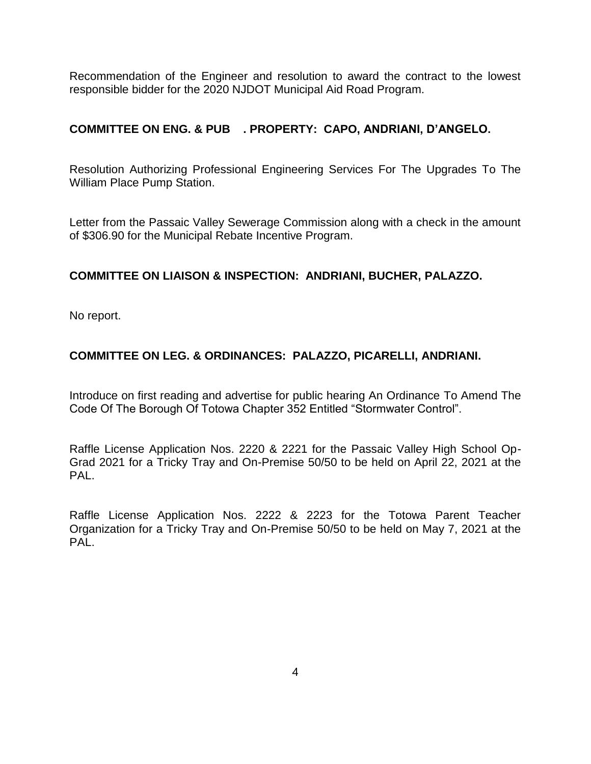Recommendation of the Engineer and resolution to award the contract to the lowest responsible bidder for the 2020 NJDOT Municipal Aid Road Program.

**COMMITTEE ON ENG. & PUB . PROPERTY: CAPO, ANDRIANI, D'ANGELO.**

Resolution Authorizing Professional Engineering Services For The Upgrades To The William Place Pump Station.

Letter from the Passaic Valley Sewerage Commission along with a check in the amount of $306.90 for the Municipal Rebate Incentive Program.

**COMMITTEE ON LIAISON & INSPECTION: ANDRIANI, BUCHER, PALAZZO.**

No report.

**COMMITTEE ON LEG. & ORDINANCES: PALAZZO, PICARELLI, ANDRIANI.**

Introduce on first reading and advertise for public hearing An Ordinance To Amend The Code Of The Borough Of Totowa Chapter 352 Entitled "Stormwater Control".

Raffle License Application Nos. 2220 & 2221 for the Passaic Valley High School Op-Grad 2021 for a Tricky Tray and On-Premise 50/50 to be held on April 22, 2021 at the PAL.

Raffle License Application Nos. 2222 & 2223 for the Totowa Parent Teacher Organization for a Tricky Tray and On-Premise 50/50 to be held on May 7, 2021 at the PAL.